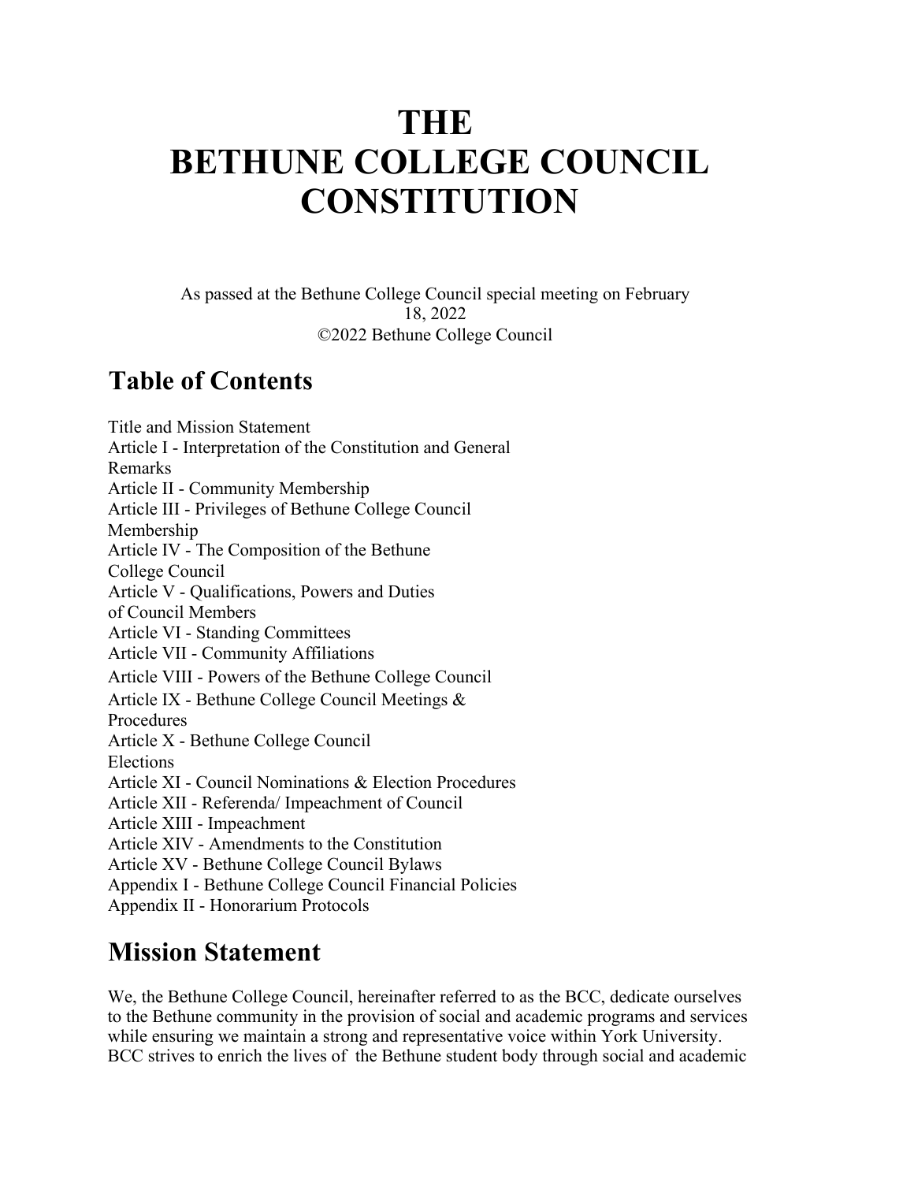# THE BETHUNE COLLEGE COUNCIL CONSTITUTION

As passed at the Bethune College Council special meeting on February 18, 2022
©2022 Bethune College Council

## Table of Contents

Title and Mission Statement
Article I - Interpretation of the Constitution and General Remarks
Article II - Community Membership
Article III - Privileges of Bethune College Council Membership
Article IV - The Composition of the Bethune College Council
Article V - Qualifications, Powers and Duties of Council Members
Article VI - Standing Committees
Article VII - Community Affiliations
Article VIII - Powers of the Bethune College Council
Article IX - Bethune College Council Meetings & Procedures
Article X - Bethune College Council Elections
Article XI - Council Nominations & Election Procedures
Article XII - Referenda/ Impeachment of Council
Article XIII - Impeachment
Article XIV - Amendments to the Constitution
Article XV - Bethune College Council Bylaws
Appendix I - Bethune College Council Financial Policies
Appendix II - Honorarium Protocols

## Mission Statement

We, the Bethune College Council, hereinafter referred to as the BCC, dedicate ourselves to the Bethune community in the provision of social and academic programs and services while ensuring we maintain a strong and representative voice within York University. BCC strives to enrich the lives of the Bethune student body through social and academic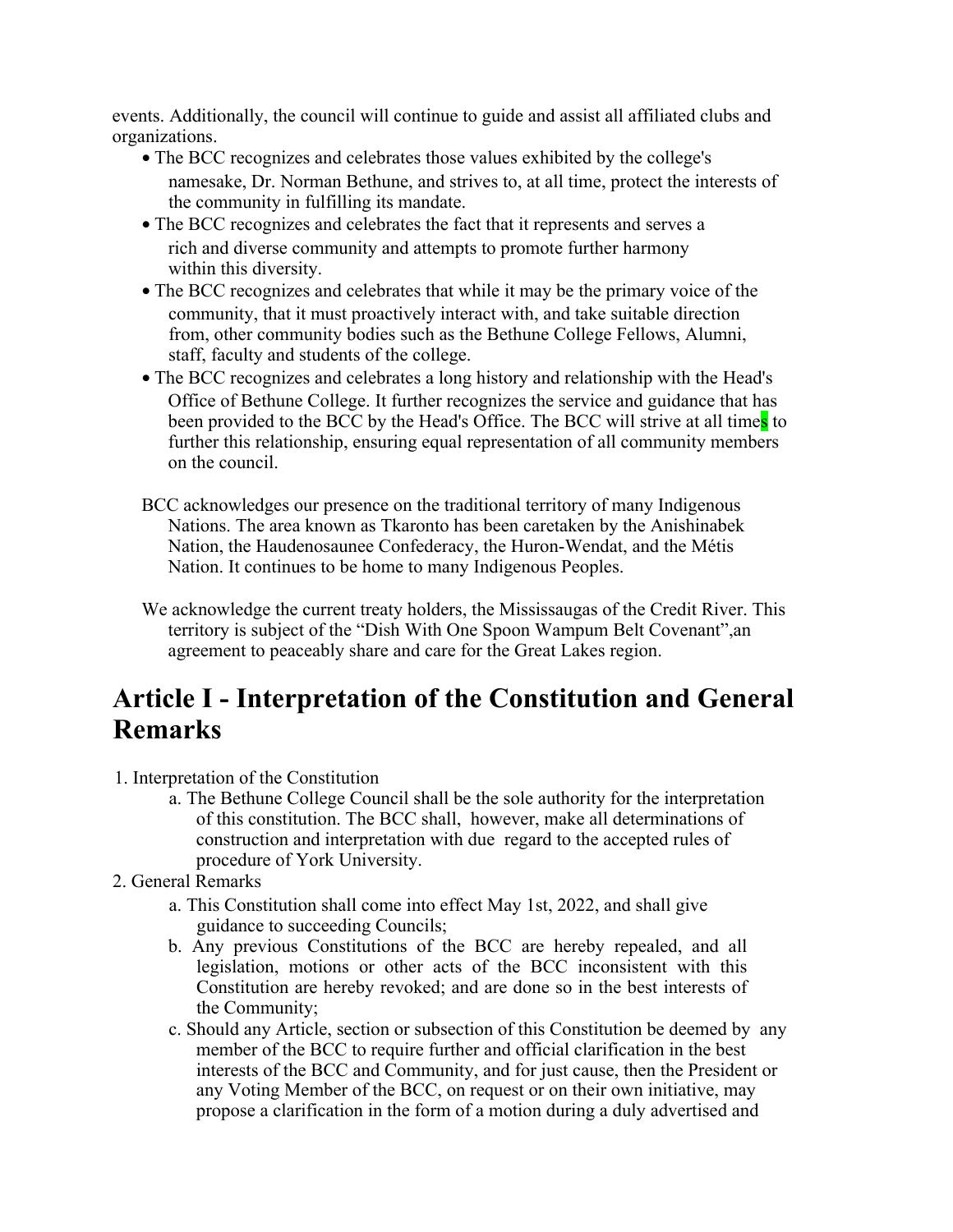events. Additionally, the council will continue to guide and assist all affiliated clubs and organizations.

- The BCC recognizes and celebrates those values exhibited by the college's namesake, Dr. Norman Bethune, and strives to, at all time, protect the interests of the community in fulfilling its mandate.
- The BCC recognizes and celebrates the fact that it represents and serves a rich and diverse community and attempts to promote further harmony within this diversity.
- The BCC recognizes and celebrates that while it may be the primary voice of the community, that it must proactively interact with, and take suitable direction from, other community bodies such as the Bethune College Fellows, Alumni, staff, faculty and students of the college.
- The BCC recognizes and celebrates a long history and relationship with the Head's Office of Bethune College. It further recognizes the service and guidance that has been provided to the BCC by the Head's Office. The BCC will strive at all times to further this relationship, ensuring equal representation of all community members on the council.

BCC acknowledges our presence on the traditional territory of many Indigenous Nations. The area known as Tkaronto has been caretaken by the Anishinabek Nation, the Haudenosaunee Confederacy, the Huron-Wendat, and the Métis Nation. It continues to be home to many Indigenous Peoples.

We acknowledge the current treaty holders, the Mississaugas of the Credit River. This territory is subject of the "Dish With One Spoon Wampum Belt Covenant",an agreement to peaceably share and care for the Great Lakes region.

# Article I - Interpretation of the Constitution and General Remarks

1. Interpretation of the Constitution
    a. The Bethune College Council shall be the sole authority for the interpretation of this constitution. The BCC shall, however, make all determinations of construction and interpretation with due regard to the accepted rules of procedure of York University.
2. General Remarks
    a. This Constitution shall come into effect May 1st, 2022, and shall give guidance to succeeding Councils;
    b. Any previous Constitutions of the BCC are hereby repealed, and all legislation, motions or other acts of the BCC inconsistent with this Constitution are hereby revoked; and are done so in the best interests of the Community;
    c. Should any Article, section or subsection of this Constitution be deemed by any member of the BCC to require further and official clarification in the best interests of the BCC and Community, and for just cause, then the President or any Voting Member of the BCC, on request or on their own initiative, may propose a clarification in the form of a motion during a duly advertised and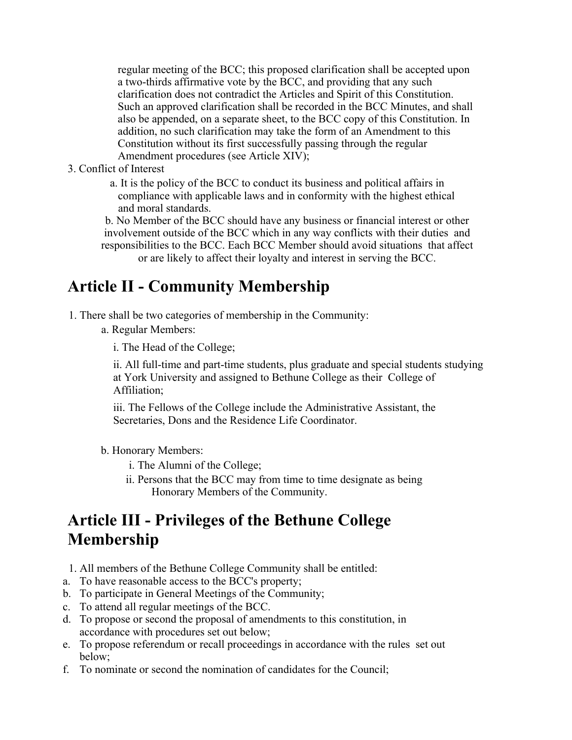regular meeting of the BCC; this proposed clarification shall be accepted upon a two-thirds affirmative vote by the BCC, and providing that any such clarification does not contradict the Articles and Spirit of this Constitution. Such an approved clarification shall be recorded in the BCC Minutes, and shall also be appended, on a separate sheet, to the BCC copy of this Constitution. In addition, no such clarification may take the form of an Amendment to this Constitution without its first successfully passing through the regular Amendment procedures (see Article XIV);

3. Conflict of Interest
    a. It is the policy of the BCC to conduct its business and political affairs in compliance with applicable laws and in conformity with the highest ethical and moral standards.
    b. No Member of the BCC should have any business or financial interest or other involvement outside of the BCC which in any way conflicts with their duties and responsibilities to the BCC. Each BCC Member should avoid situations that affect or are likely to affect their loyalty and interest in serving the BCC.

## Article II - Community Membership

1. There shall be two categories of membership in the Community:
    a. Regular Members:
        i. The Head of the College;
        ii. All full-time and part-time students, plus graduate and special students studying at York University and assigned to Bethune College as their College of Affiliation;
        iii. The Fellows of the College include the Administrative Assistant, the Secretaries, Dons and the Residence Life Coordinator.

    b. Honorary Members:
        i. The Alumni of the College;
        ii. Persons that the BCC may from time to time designate as being Honorary Members of the Community.

## Article III - Privileges of the Bethune College Membership

1. All members of the Bethune College Community shall be entitled:
    a. To have reasonable access to the BCC's property;
    b. To participate in General Meetings of the Community;
    c. To attend all regular meetings of the BCC.
    d. To propose or second the proposal of amendments to this constitution, in accordance with procedures set out below;
    e. To propose referendum or recall proceedings in accordance with the rules set out below;
    f. To nominate or second the nomination of candidates for the Council;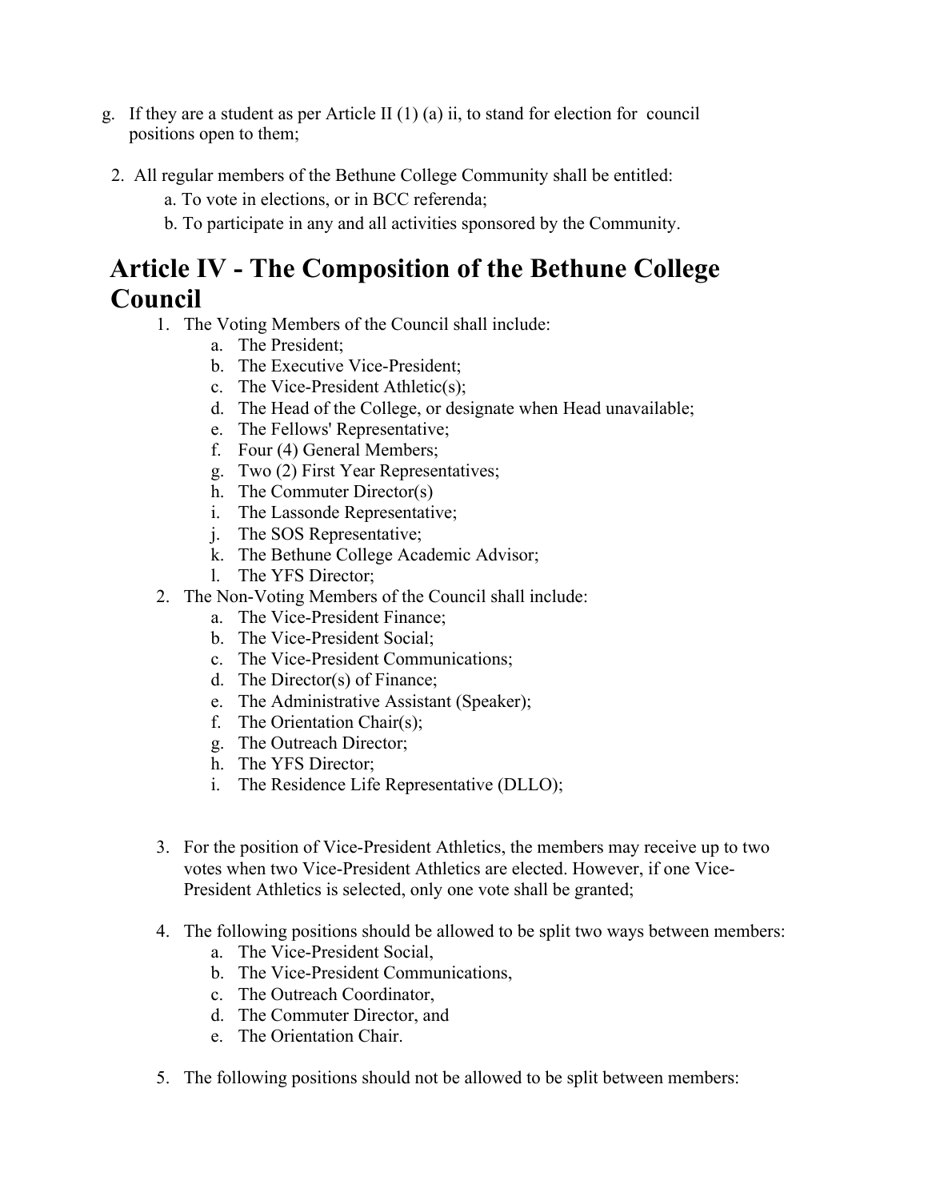g. If they are a student as per Article II (1) (a) ii, to stand for election for council positions open to them;

2. All regular members of the Bethune College Community shall be entitled:
   a. To vote in elections, or in BCC referenda;
   b. To participate in any and all activities sponsored by the Community.

# Article IV - The Composition of the Bethune College Council

1. The Voting Members of the Council shall include:
   a. The President;
   b. The Executive Vice-President;
   c. The Vice-President Athletic(s);
   d. The Head of the College, or designate when Head unavailable;
   e. The Fellows' Representative;
   f. Four (4) General Members;
   g. Two (2) First Year Representatives;
   h. The Commuter Director(s)
   i. The Lassonde Representative;
   j. The SOS Representative;
   k. The Bethune College Academic Advisor;
   l. The YFS Director;
2. The Non-Voting Members of the Council shall include:
   a. The Vice-President Finance;
   b. The Vice-President Social;
   c. The Vice-President Communications;
   d. The Director(s) of Finance;
   e. The Administrative Assistant (Speaker);
   f. The Orientation Chair(s);
   g. The Outreach Director;
   h. The YFS Director;
   i. The Residence Life Representative (DLLO);

3. For the position of Vice-President Athletics, the members may receive up to two votes when two Vice-President Athletics are elected. However, if one Vice-President Athletics is selected, only one vote shall be granted;

4. The following positions should be allowed to be split two ways between members:
   a. The Vice-President Social,
   b. The Vice-President Communications,
   c. The Outreach Coordinator,
   d. The Commuter Director, and
   e. The Orientation Chair.

5. The following positions should not be allowed to be split between members: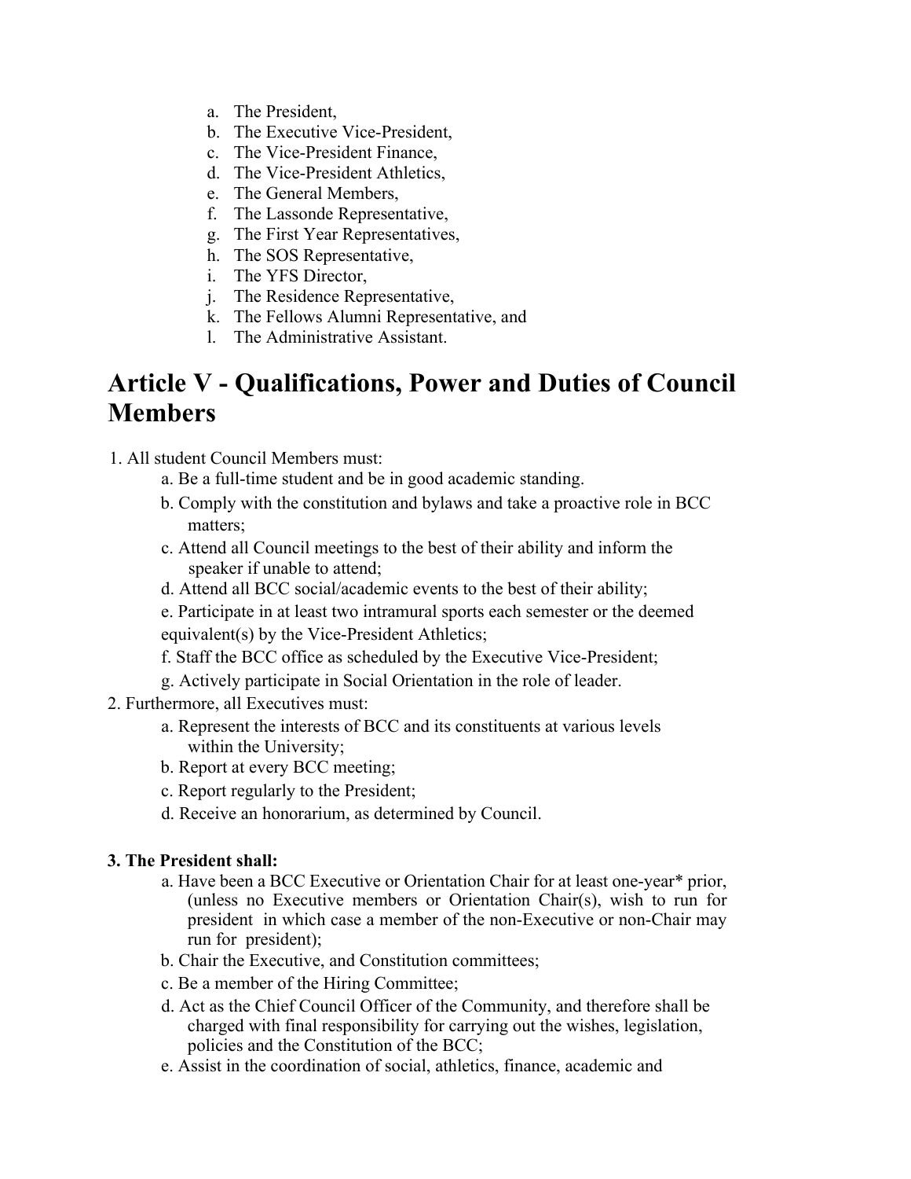a. The President,
b. The Executive Vice-President,
c. The Vice-President Finance,
d. The Vice-President Athletics,
e. The General Members,
f. The Lassonde Representative,
g. The First Year Representatives,
h. The SOS Representative,
i. The YFS Director,
j. The Residence Representative,
k. The Fellows Alumni Representative, and
l. The Administrative Assistant.

# Article V - Qualifications, Power and Duties of Council Members

1. All student Council Members must:
   a. Be a full-time student and be in good academic standing.
   b. Comply with the constitution and bylaws and take a proactive role in BCC matters;
   c. Attend all Council meetings to the best of their ability and inform the speaker if unable to attend;
   d. Attend all BCC social/academic events to the best of their ability;
   e. Participate in at least two intramural sports each semester or the deemed equivalent(s) by the Vice-President Athletics;
   f. Staff the BCC office as scheduled by the Executive Vice-President;
   g. Actively participate in Social Orientation in the role of leader.
2. Furthermore, all Executives must:
   a. Represent the interests of BCC and its constituents at various levels within the University;
   b. Report at every BCC meeting;
   c. Report regularly to the President;
   d. Receive an honorarium, as determined by Council.

**3. The President shall:**
   a. Have been a BCC Executive or Orientation Chair for at least one-year* prior, (unless no Executive members or Orientation Chair(s), wish to run for president in which case a member of the non-Executive or non-Chair may run for president);
   b. Chair the Executive, and Constitution committees;
   c. Be a member of the Hiring Committee;
   d. Act as the Chief Council Officer of the Community, and therefore shall be charged with final responsibility for carrying out the wishes, legislation, policies and the Constitution of the BCC;
   e. Assist in the coordination of social, athletics, finance, academic and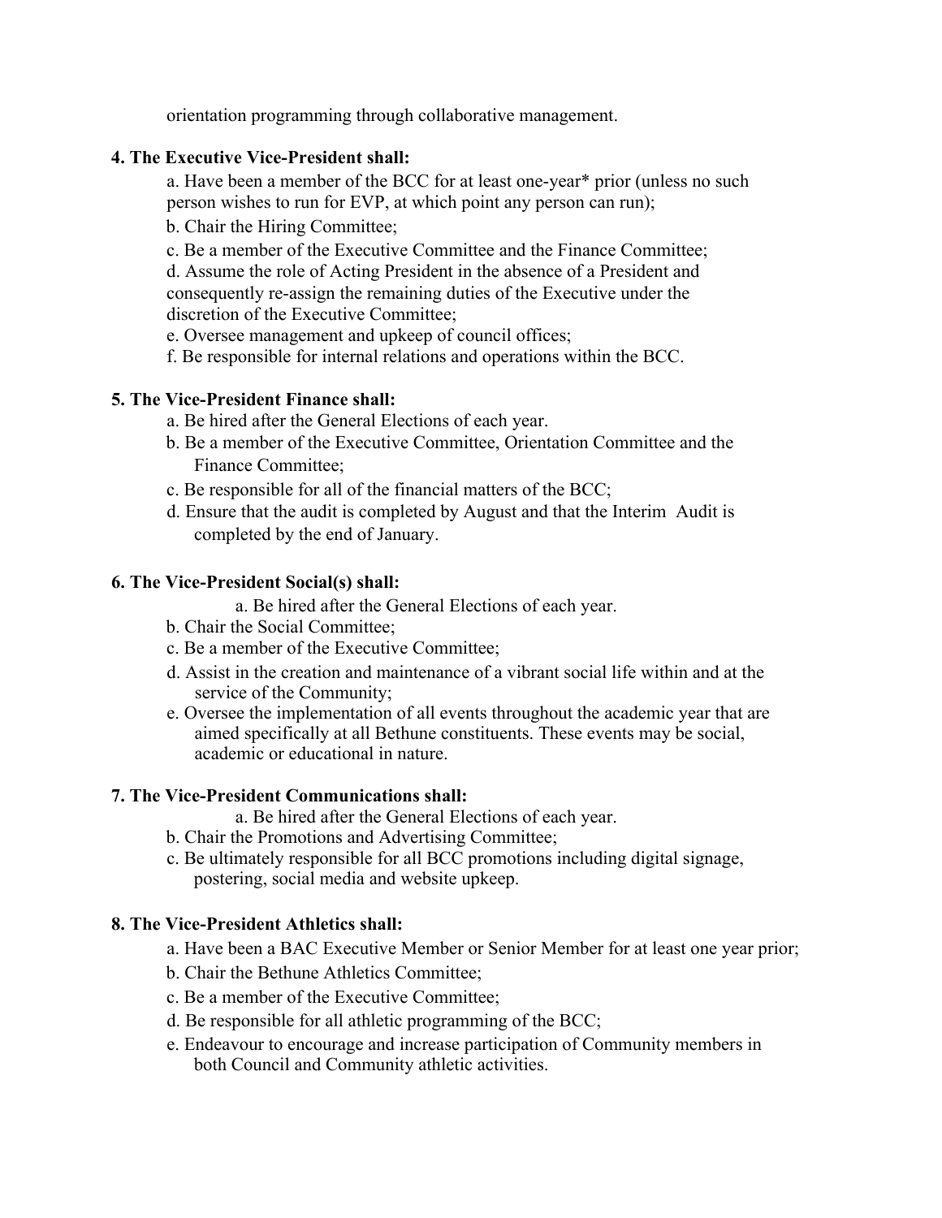orientation programming through collaborative management.

**4. The Executive Vice-President shall:**

a. Have been a member of the BCC for at least one-year* prior (unless no such person wishes to run for EVP, at which point any person can run);

b. Chair the Hiring Committee;

c. Be a member of the Executive Committee and the Finance Committee;

d. Assume the role of Acting President in the absence of a President and consequently re-assign the remaining duties of the Executive under the discretion of the Executive Committee;

e. Oversee management and upkeep of council offices;

f. Be responsible for internal relations and operations within the BCC.

**5. The Vice-President Finance shall:**

a. Be hired after the General Elections of each year.

b. Be a member of the Executive Committee, Orientation Committee and the Finance Committee;

c. Be responsible for all of the financial matters of the BCC;

d. Ensure that the audit is completed by August and that the Interim Audit is completed by the end of January.

**6. The Vice-President Social(s) shall:**

a. Be hired after the General Elections of each year.

b. Chair the Social Committee;

c. Be a member of the Executive Committee;

d. Assist in the creation and maintenance of a vibrant social life within and at the service of the Community;

e. Oversee the implementation of all events throughout the academic year that are aimed specifically at all Bethune constituents. These events may be social, academic or educational in nature.

**7. The Vice-President Communications shall:**

a. Be hired after the General Elections of each year.

b. Chair the Promotions and Advertising Committee;

c. Be ultimately responsible for all BCC promotions including digital signage, postering, social media and website upkeep.

**8. The Vice-President Athletics shall:**

a. Have been a BAC Executive Member or Senior Member for at least one year prior;

b. Chair the Bethune Athletics Committee;

c. Be a member of the Executive Committee;

d. Be responsible for all athletic programming of the BCC;

e. Endeavour to encourage and increase participation of Community members in both Council and Community athletic activities.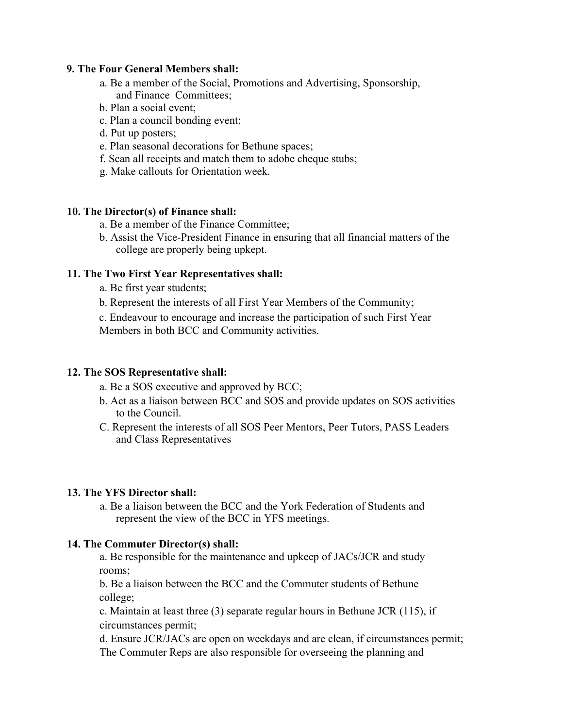**9. The Four General Members shall:**

a. Be a member of the Social, Promotions and Advertising, Sponsorship, and Finance Committees;
b. Plan a social event;
c. Plan a council bonding event;
d. Put up posters;
e. Plan seasonal decorations for Bethune spaces;
f. Scan all receipts and match them to adobe cheque stubs;
g. Make callouts for Orientation week.

**10. The Director(s) of Finance shall:**

a. Be a member of the Finance Committee;
b. Assist the Vice-President Finance in ensuring that all financial matters of the college are properly being upkept.

**11. The Two First Year Representatives shall:**

a. Be first year students;
b. Represent the interests of all First Year Members of the Community;
c. Endeavour to encourage and increase the participation of such First Year Members in both BCC and Community activities.

**12. The SOS Representative shall:**

a. Be a SOS executive and approved by BCC;
b. Act as a liaison between BCC and SOS and provide updates on SOS activities to the Council.
C. Represent the interests of all SOS Peer Mentors, Peer Tutors, PASS Leaders and Class Representatives

**13. The YFS Director shall:**

a. Be a liaison between the BCC and the York Federation of Students and represent the view of the BCC in YFS meetings.

**14. The Commuter Director(s) shall:**

a. Be responsible for the maintenance and upkeep of JACs/JCR and study rooms;
b. Be a liaison between the BCC and the Commuter students of Bethune college;
c. Maintain at least three (3) separate regular hours in Bethune JCR (115), if circumstances permit;
d. Ensure JCR/JACs are open on weekdays and are clean, if circumstances permit; The Commuter Reps are also responsible for overseeing the planning and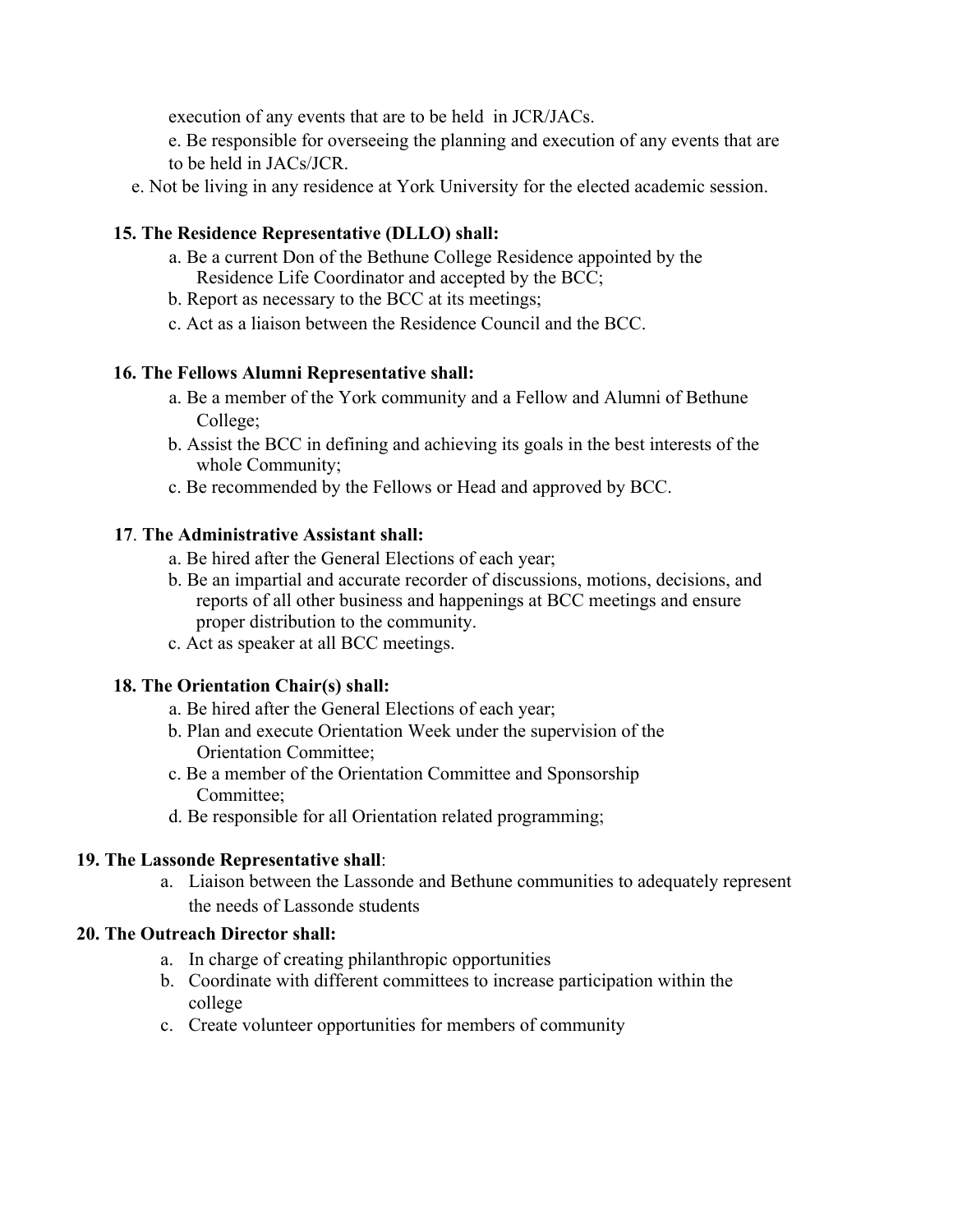execution of any events that are to be held in JCR/JACs.

e. Be responsible for overseeing the planning and execution of any events that are to be held in JACs/JCR.

e. Not be living in any residence at York University for the elected academic session.

**15. The Residence Representative (DLLO) shall:**

a. Be a current Don of the Bethune College Residence appointed by the Residence Life Coordinator and accepted by the BCC;

b. Report as necessary to the BCC at its meetings;

c. Act as a liaison between the Residence Council and the BCC.

**16. The Fellows Alumni Representative shall:**

a. Be a member of the York community and a Fellow and Alumni of Bethune College;

b. Assist the BCC in defining and achieving its goals in the best interests of the whole Community;

c. Be recommended by the Fellows or Head and approved by BCC.

**17**. **The Administrative Assistant shall:**

a. Be hired after the General Elections of each year;

b. Be an impartial and accurate recorder of discussions, motions, decisions, and reports of all other business and happenings at BCC meetings and ensure proper distribution to the community.

c. Act as speaker at all BCC meetings.

**18. The Orientation Chair(s) shall:**

a. Be hired after the General Elections of each year;

b. Plan and execute Orientation Week under the supervision of the Orientation Committee;

c. Be a member of the Orientation Committee and Sponsorship Committee;

d. Be responsible for all Orientation related programming;

**19. The Lassonde Representative shall**:

a. Liaison between the Lassonde and Bethune communities to adequately represent the needs of Lassonde students

**20. The Outreach Director shall:**

a. In charge of creating philanthropic opportunities

b. Coordinate with different committees to increase participation within the college

c. Create volunteer opportunities for members of community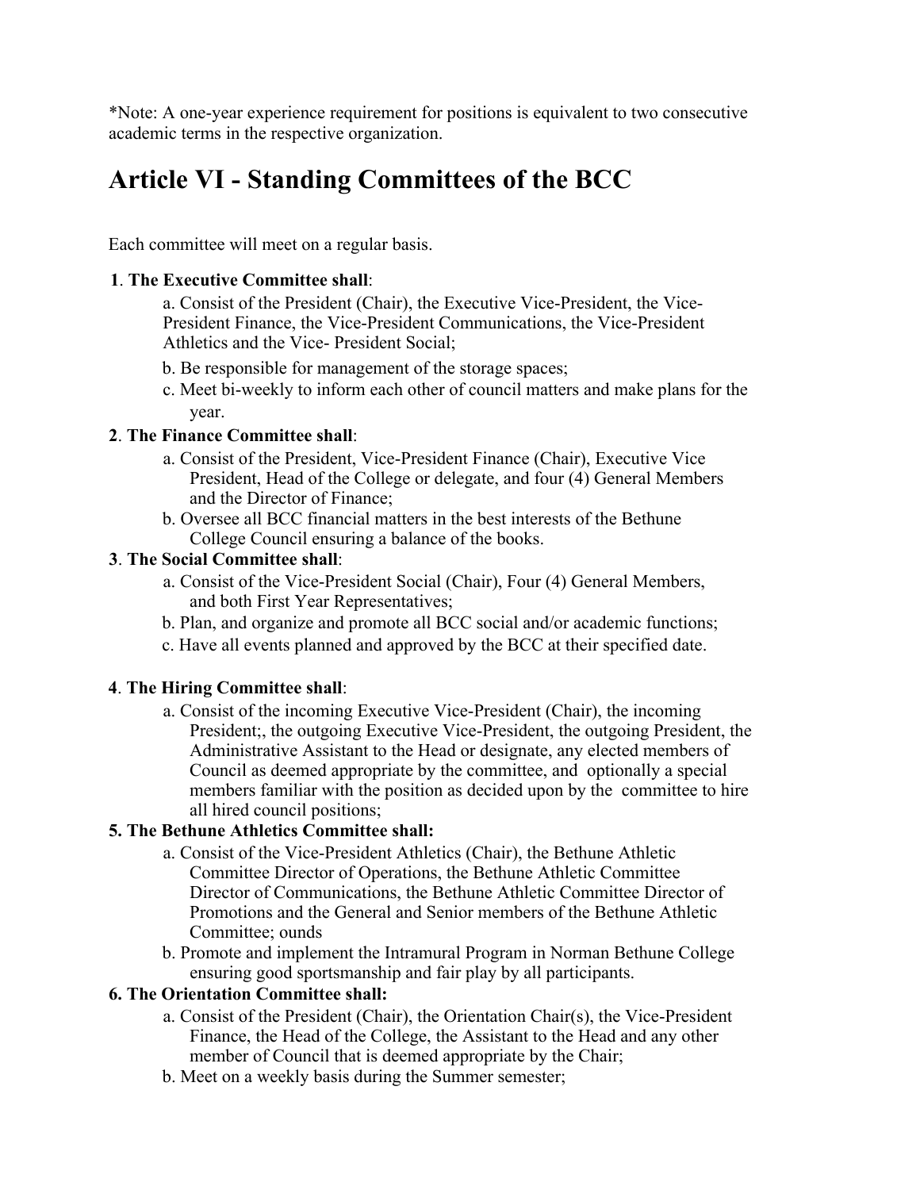*Note: A one-year experience requirement for positions is equivalent to two consecutive academic terms in the respective organization.

# Article VI - Standing Committees of the BCC

Each committee will meet on a regular basis.

**1**. **The Executive Committee shall**:

a. Consist of the President (Chair), the Executive Vice-President, the Vice-President Finance, the Vice-President Communications, the Vice-President Athletics and the Vice- President Social;

b. Be responsible for management of the storage spaces;

c. Meet bi-weekly to inform each other of council matters and make plans for the year.

**2**. **The Finance Committee shall**:

a. Consist of the President, Vice-President Finance (Chair), Executive Vice President, Head of the College or delegate, and four (4) General Members and the Director of Finance;

b. Oversee all BCC financial matters in the best interests of the Bethune College Council ensuring a balance of the books.

**3**. **The Social Committee shall**:

a. Consist of the Vice-President Social (Chair), Four (4) General Members, and both First Year Representatives;

b. Plan, and organize and promote all BCC social and/or academic functions;

c. Have all events planned and approved by the BCC at their specified date.

**4**. **The Hiring Committee shall**:

a. Consist of the incoming Executive Vice-President (Chair), the incoming President;, the outgoing Executive Vice-President, the outgoing President, the Administrative Assistant to the Head or designate, any elected members of Council as deemed appropriate by the committee, and optionally a special members familiar with the position as decided upon by the committee to hire all hired council positions;

**5. The Bethune Athletics Committee shall:**

a. Consist of the Vice-President Athletics (Chair), the Bethune Athletic Committee Director of Operations, the Bethune Athletic Committee Director of Communications, the Bethune Athletic Committee Director of Promotions and the General and Senior members of the Bethune Athletic Committee; ounds

b. Promote and implement the Intramural Program in Norman Bethune College ensuring good sportsmanship and fair play by all participants.

**6. The Orientation Committee shall:**

a. Consist of the President (Chair), the Orientation Chair(s), the Vice-President Finance, the Head of the College, the Assistant to the Head and any other member of Council that is deemed appropriate by the Chair;

b. Meet on a weekly basis during the Summer semester;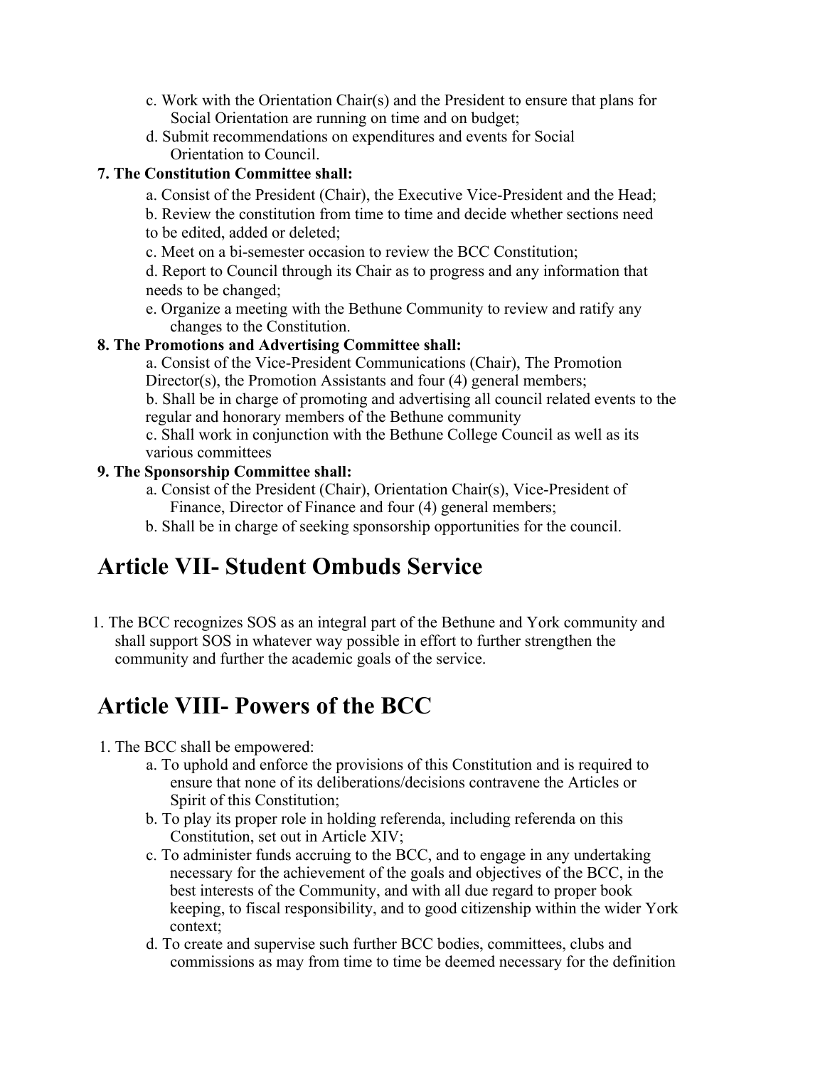c. Work with the Orientation Chair(s) and the President to ensure that plans for Social Orientation are running on time and on budget;
d. Submit recommendations on expenditures and events for Social Orientation to Council.

**7. The Constitution Committee shall:**

a. Consist of the President (Chair), the Executive Vice-President and the Head;
b. Review the constitution from time to time and decide whether sections need to be edited, added or deleted;
c. Meet on a bi-semester occasion to review the BCC Constitution;
d. Report to Council through its Chair as to progress and any information that needs to be changed;
e. Organize a meeting with the Bethune Community to review and ratify any changes to the Constitution.

**8. The Promotions and Advertising Committee shall:**

a. Consist of the Vice-President Communications (Chair), The Promotion Director(s), the Promotion Assistants and four (4) general members;
b. Shall be in charge of promoting and advertising all council related events to the regular and honorary members of the Bethune community
c. Shall work in conjunction with the Bethune College Council as well as its various committees

**9. The Sponsorship Committee shall:**

a. Consist of the President (Chair), Orientation Chair(s), Vice-President of Finance, Director of Finance and four (4) general members;
b. Shall be in charge of seeking sponsorship opportunities for the council.

# Article VII- Student Ombuds Service

1. The BCC recognizes SOS as an integral part of the Bethune and York community and shall support SOS in whatever way possible in effort to further strengthen the community and further the academic goals of the service.

# Article VIII- Powers of the BCC

1. The BCC shall be empowered:
    a. To uphold and enforce the provisions of this Constitution and is required to ensure that none of its deliberations/decisions contravene the Articles or Spirit of this Constitution;
    b. To play its proper role in holding referenda, including referenda on this Constitution, set out in Article XIV;
    c. To administer funds accruing to the BCC, and to engage in any undertaking necessary for the achievement of the goals and objectives of the BCC, in the best interests of the Community, and with all due regard to proper book keeping, to fiscal responsibility, and to good citizenship within the wider York context;
    d. To create and supervise such further BCC bodies, committees, clubs and commissions as may from time to time be deemed necessary for the definition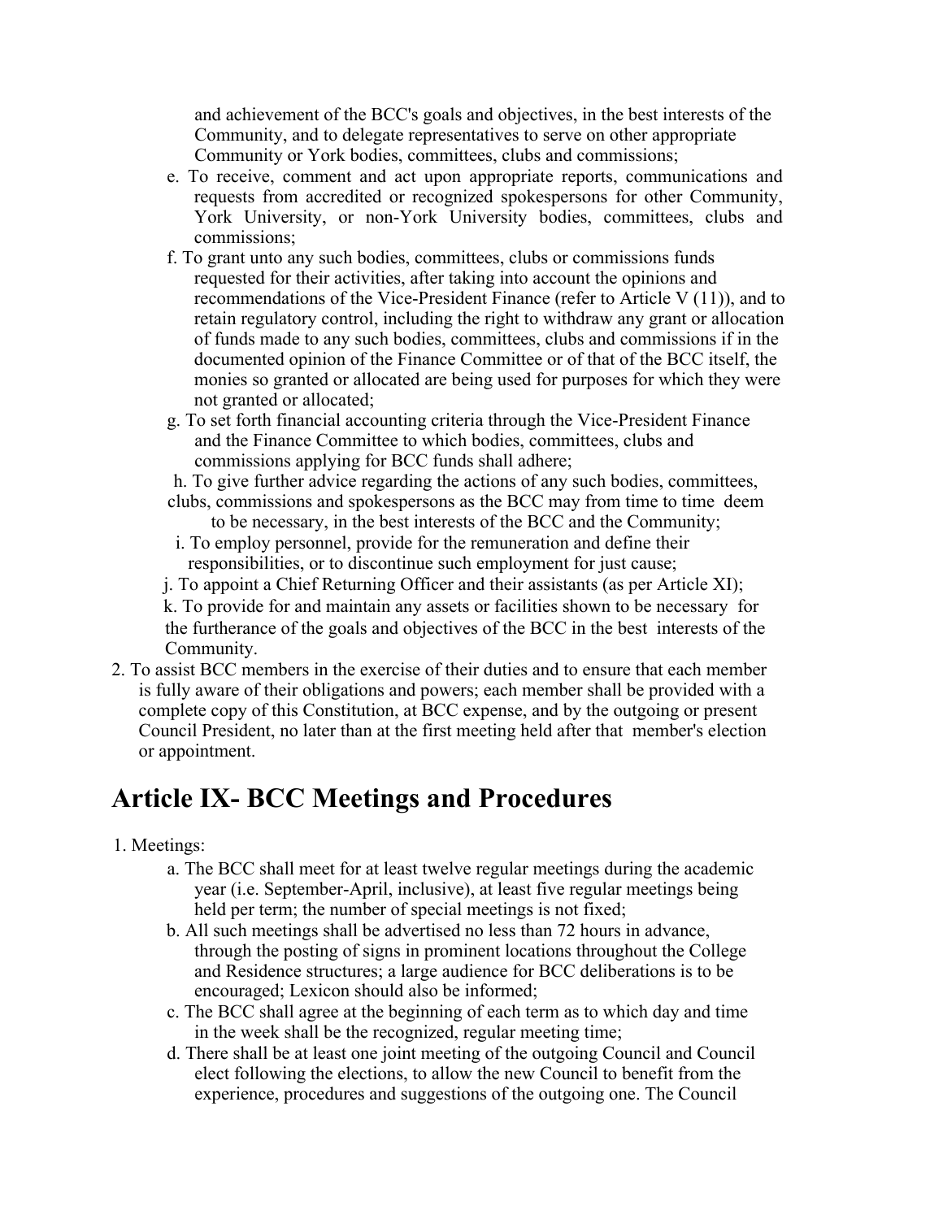and achievement of the BCC's goals and objectives, in the best interests of the Community, and to delegate representatives to serve on other appropriate Community or York bodies, committees, clubs and commissions;

e. To receive, comment and act upon appropriate reports, communications and requests from accredited or recognized spokespersons for other Community, York University, or non-York University bodies, committees, clubs and commissions;

f. To grant unto any such bodies, committees, clubs or commissions funds requested for their activities, after taking into account the opinions and recommendations of the Vice-President Finance (refer to Article V (11)), and to retain regulatory control, including the right to withdraw any grant or allocation of funds made to any such bodies, committees, clubs and commissions if in the documented opinion of the Finance Committee or of that of the BCC itself, the monies so granted or allocated are being used for purposes for which they were not granted or allocated;

g. To set forth financial accounting criteria through the Vice-President Finance and the Finance Committee to which bodies, committees, clubs and commissions applying for BCC funds shall adhere;

h. To give further advice regarding the actions of any such bodies, committees, clubs, commissions and spokespersons as the BCC may from time to time deem to be necessary, in the best interests of the BCC and the Community;

i. To employ personnel, provide for the remuneration and define their responsibilities, or to discontinue such employment for just cause;

j. To appoint a Chief Returning Officer and their assistants (as per Article XI);

k. To provide for and maintain any assets or facilities shown to be necessary for the furtherance of the goals and objectives of the BCC in the best interests of the Community.

2. To assist BCC members in the exercise of their duties and to ensure that each member is fully aware of their obligations and powers; each member shall be provided with a complete copy of this Constitution, at BCC expense, and by the outgoing or present Council President, no later than at the first meeting held after that member's election or appointment.

# Article IX- BCC Meetings and Procedures

1. Meetings:
   a. The BCC shall meet for at least twelve regular meetings during the academic year (i.e. September-April, inclusive), at least five regular meetings being held per term; the number of special meetings is not fixed;
   b. All such meetings shall be advertised no less than 72 hours in advance, through the posting of signs in prominent locations throughout the College and Residence structures; a large audience for BCC deliberations is to be encouraged; Lexicon should also be informed;
   c. The BCC shall agree at the beginning of each term as to which day and time in the week shall be the recognized, regular meeting time;
   d. There shall be at least one joint meeting of the outgoing Council and Council elect following the elections, to allow the new Council to benefit from the experience, procedures and suggestions of the outgoing one. The Council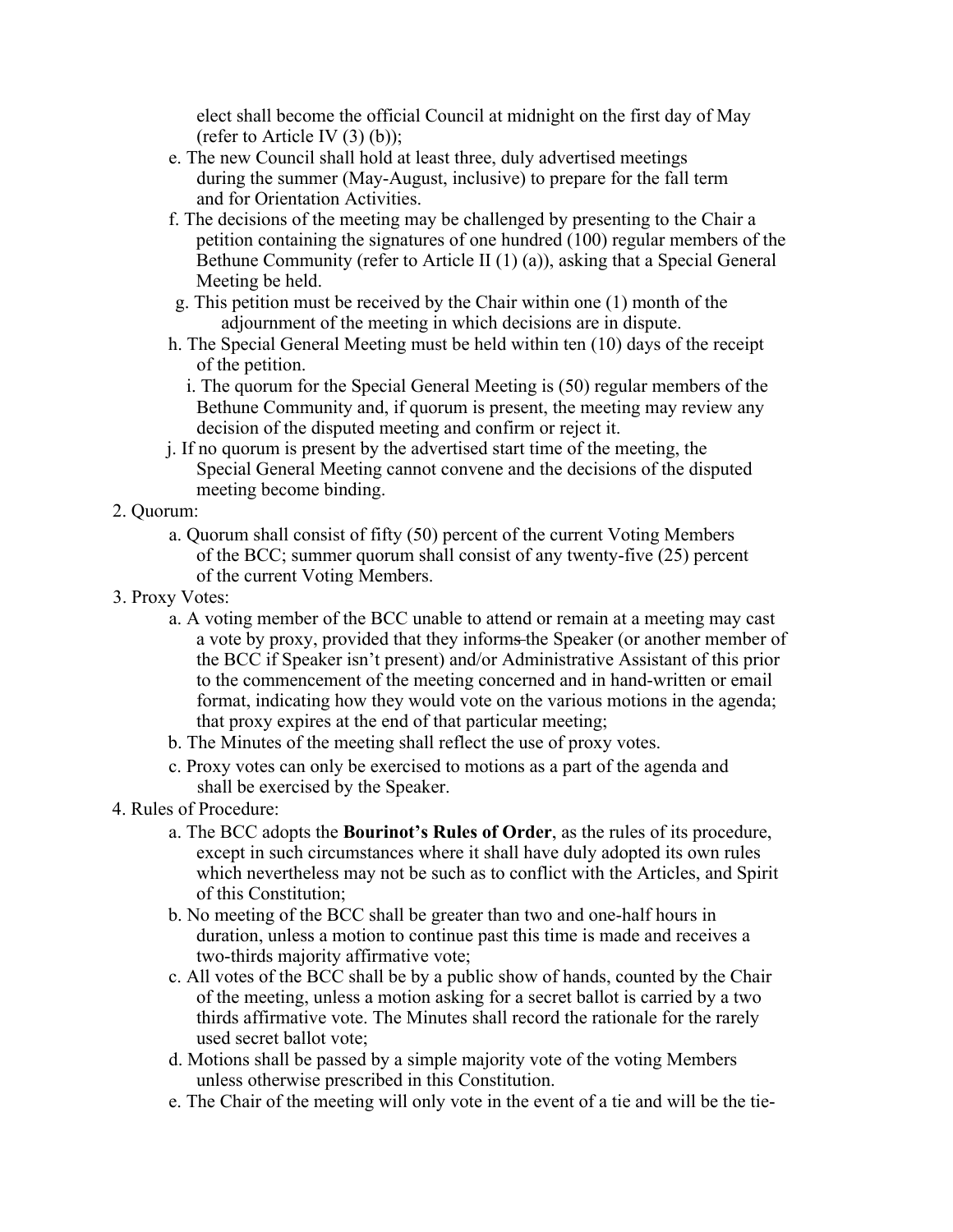elect shall become the official Council at midnight on the first day of May (refer to Article IV (3) (b));

   e. The new Council shall hold at least three, duly advertised meetings during the summer (May-August, inclusive) to prepare for the fall term and for Orientation Activities.
   f. The decisions of the meeting may be challenged by presenting to the Chair a petition containing the signatures of one hundred (100) regular members of the Bethune Community (refer to Article II (1) (a)), asking that a Special General Meeting be held.
   g. This petition must be received by the Chair within one (1) month of the adjournment of the meeting in which decisions are in dispute.
   h. The Special General Meeting must be held within ten (10) days of the receipt of the petition.
   i. The quorum for the Special General Meeting is (50) regular members of the Bethune Community and, if quorum is present, the meeting may review any decision of the disputed meeting and confirm or reject it.
   j. If no quorum is present by the advertised start time of the meeting, the Special General Meeting cannot convene and the decisions of the disputed meeting become binding.

2. Quorum:
   a. Quorum shall consist of fifty (50) percent of the current Voting Members of the BCC; summer quorum shall consist of any twenty-five (25) percent of the current Voting Members.
3. Proxy Votes:
   a. A voting member of the BCC unable to attend or remain at a meeting may cast a vote by proxy, provided that they ~~informs~~ the Speaker (or another member of the BCC if Speaker isn't present) and/or Administrative Assistant of this prior to the commencement of the meeting concerned and in hand-written or email format, indicating how they would vote on the various motions in the agenda; that proxy expires at the end of that particular meeting;
   b. The Minutes of the meeting shall reflect the use of proxy votes.
   c. Proxy votes can only be exercised to motions as a part of the agenda and shall be exercised by the Speaker.
4. Rules of Procedure:
   a. The BCC adopts the **Bourinot's Rules of Order**, as the rules of its procedure, except in such circumstances where it shall have duly adopted its own rules which nevertheless may not be such as to conflict with the Articles, and Spirit of this Constitution;
   b. No meeting of the BCC shall be greater than two and one-half hours in duration, unless a motion to continue past this time is made and receives a two-thirds majority affirmative vote;
   c. All votes of the BCC shall be by a public show of hands, counted by the Chair of the meeting, unless a motion asking for a secret ballot is carried by a two thirds affirmative vote. The Minutes shall record the rationale for the rarely used secret ballot vote;
   d. Motions shall be passed by a simple majority vote of the voting Members unless otherwise prescribed in this Constitution.
   e. The Chair of the meeting will only vote in the event of a tie and will be the tie-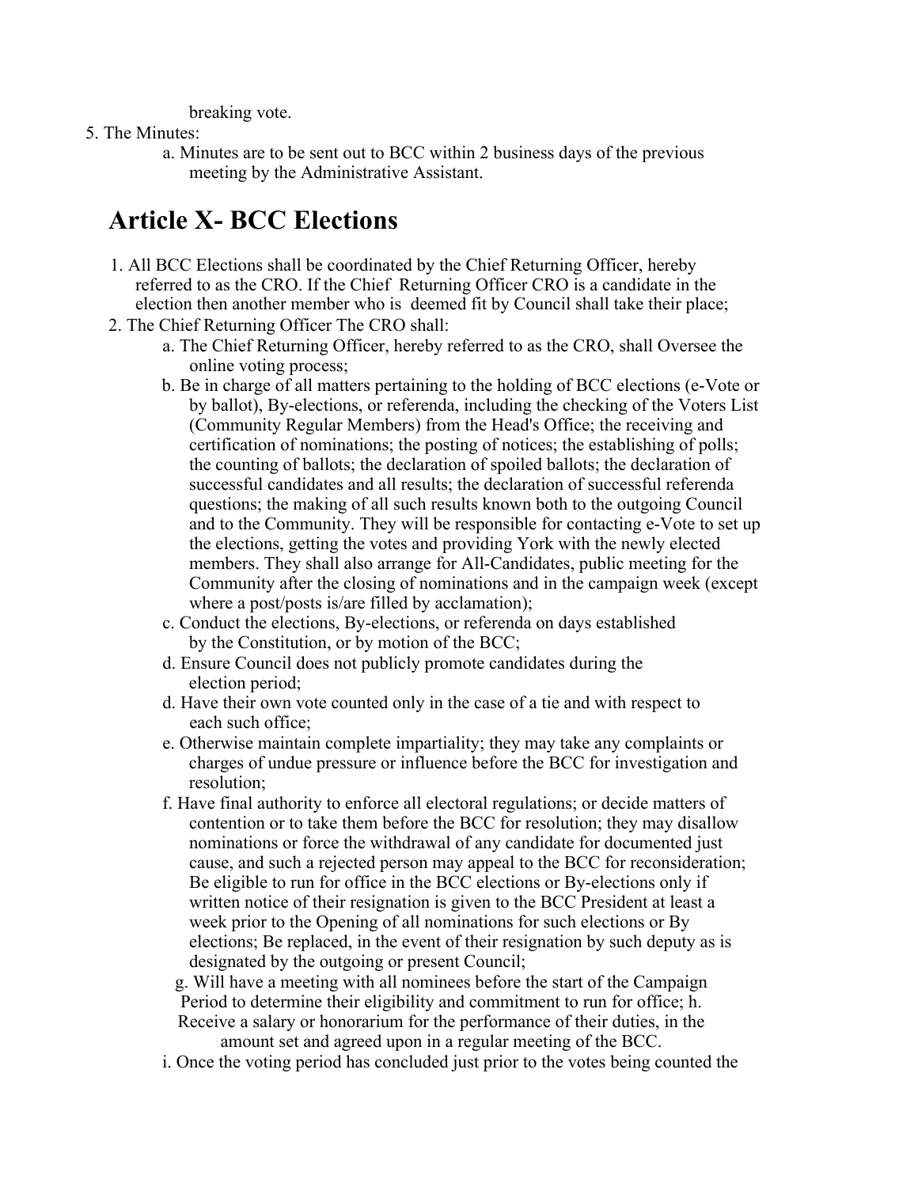breaking vote.

5. The Minutes:
    a. Minutes are to be sent out to BCC within 2 business days of the previous meeting by the Administrative Assistant.

## Article X- BCC Elections

1. All BCC Elections shall be coordinated by the Chief Returning Officer, hereby referred to as the CRO. If the Chief Returning Officer CRO is a candidate in the election then another member who is deemed fit by Council shall take their place;
2. The Chief Returning Officer The CRO shall:
    a. The Chief Returning Officer, hereby referred to as the CRO, shall Oversee the online voting process;
    b. Be in charge of all matters pertaining to the holding of BCC elections (e-Vote or by ballot), By-elections, or referenda, including the checking of the Voters List (Community Regular Members) from the Head's Office; the receiving and certification of nominations; the posting of notices; the establishing of polls; the counting of ballots; the declaration of spoiled ballots; the declaration of successful candidates and all results; the declaration of successful referenda questions; the making of all such results known both to the outgoing Council and to the Community. They will be responsible for contacting e-Vote to set up the elections, getting the votes and providing York with the newly elected members. They shall also arrange for All-Candidates, public meeting for the Community after the closing of nominations and in the campaign week (except where a post/posts is/are filled by acclamation);
    c. Conduct the elections, By-elections, or referenda on days established by the Constitution, or by motion of the BCC;
    d. Ensure Council does not publicly promote candidates during the election period;
    d. Have their own vote counted only in the case of a tie and with respect to each such office;
    e. Otherwise maintain complete impartiality; they may take any complaints or charges of undue pressure or influence before the BCC for investigation and resolution;
    f. Have final authority to enforce all electoral regulations; or decide matters of contention or to take them before the BCC for resolution; they may disallow nominations or force the withdrawal of any candidate for documented just cause, and such a rejected person may appeal to the BCC for reconsideration; Be eligible to run for office in the BCC elections or By-elections only if written notice of their resignation is given to the BCC President at least a week prior to the Opening of all nominations for such elections or By elections; Be replaced, in the event of their resignation by such deputy as is designated by the outgoing or present Council;
    g. Will have a meeting with all nominees before the start of the Campaign Period to determine their eligibility and commitment to run for office; h. Receive a salary or honorarium for the performance of their duties, in the amount set and agreed upon in a regular meeting of the BCC.
    i. Once the voting period has concluded just prior to the votes being counted the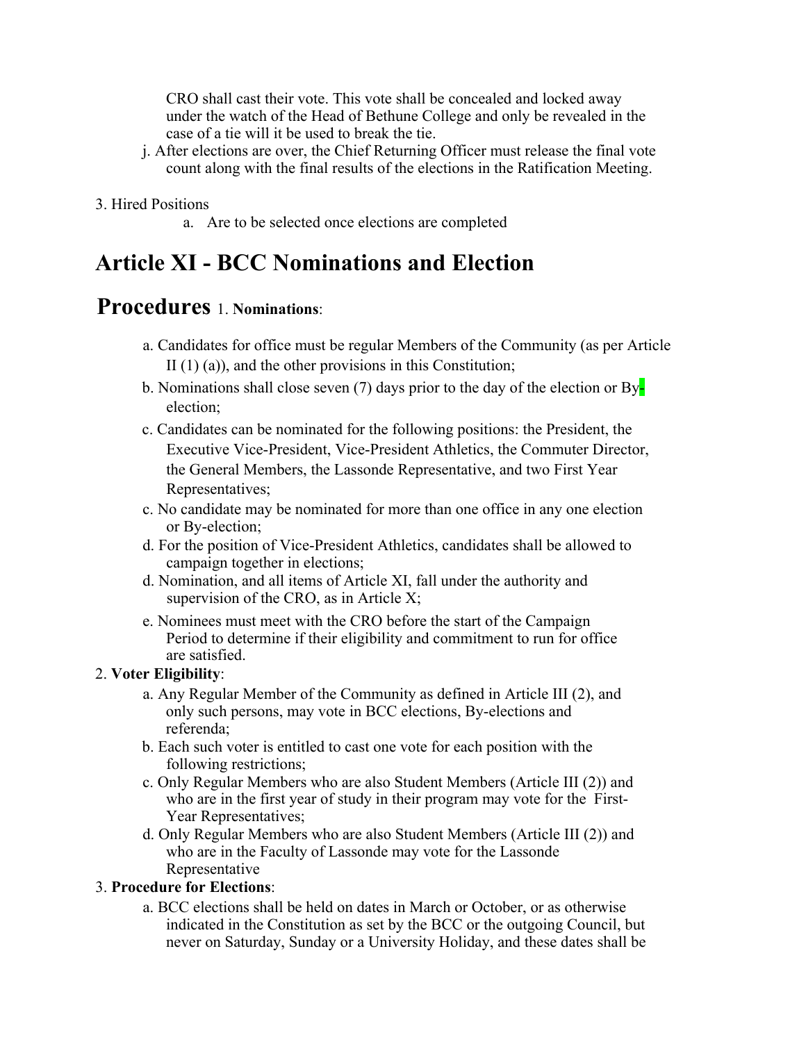CRO shall cast their vote. This vote shall be concealed and locked away under the watch of the Head of Bethune College and only be revealed in the case of a tie will it be used to break the tie.

j. After elections are over, the Chief Returning Officer must release the final vote count along with the final results of the elections in the Ratification Meeting.

3. Hired Positions
   a. Are to be selected once elections are completed

# Article XI - BCC Nominations and Election Procedures

1. **Nominations**:
   a. Candidates for office must be regular Members of the Community (as per Article II (1) (a)), and the other provisions in this Constitution;
   b. Nominations shall close seven (7) days prior to the day of the election or By-election;
   c. Candidates can be nominated for the following positions: the President, the Executive Vice-President, Vice-President Athletics, the Commuter Director, the General Members, the Lassonde Representative, and two First Year Representatives;
   c. No candidate may be nominated for more than one office in any one election or By-election;
   d. For the position of Vice-President Athletics, candidates shall be allowed to campaign together in elections;
   d. Nomination, and all items of Article XI, fall under the authority and supervision of the CRO, as in Article X;
   e. Nominees must meet with the CRO before the start of the Campaign Period to determine if their eligibility and commitment to run for office are satisfied.
2. **Voter Eligibility**:
   a. Any Regular Member of the Community as defined in Article III (2), and only such persons, may vote in BCC elections, By-elections and referenda;
   b. Each such voter is entitled to cast one vote for each position with the following restrictions;
   c. Only Regular Members who are also Student Members (Article III (2)) and who are in the first year of study in their program may vote for the First-Year Representatives;
   d. Only Regular Members who are also Student Members (Article III (2)) and who are in the Faculty of Lassonde may vote for the Lassonde Representative
3. **Procedure for Elections**:
   a. BCC elections shall be held on dates in March or October, or as otherwise indicated in the Constitution as set by the BCC or the outgoing Council, but never on Saturday, Sunday or a University Holiday, and these dates shall be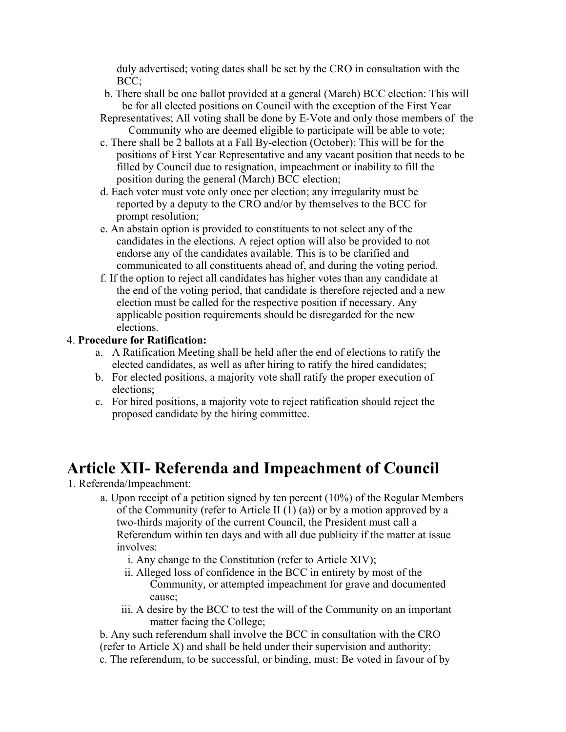duly advertised; voting dates shall be set by the CRO in consultation with the BCC;

b. There shall be one ballot provided at a general (March) BCC election: This will be for all elected positions on Council with the exception of the First Year Representatives; All voting shall be done by E-Vote and only those members of the Community who are deemed eligible to participate will be able to vote;

c. There shall be 2 ballots at a Fall By-election (October): This will be for the positions of First Year Representative and any vacant position that needs to be filled by Council due to resignation, impeachment or inability to fill the position during the general (March) BCC election;

d. Each voter must vote only once per election; any irregularity must be reported by a deputy to the CRO and/or by themselves to the BCC for prompt resolution;

e. An abstain option is provided to constituents to not select any of the candidates in the elections. A reject option will also be provided to not endorse any of the candidates available. This is to be clarified and communicated to all constituents ahead of, and during the voting period.

f. If the option to reject all candidates has higher votes than any candidate at the end of the voting period, that candidate is therefore rejected and a new election must be called for the respective position if necessary. Any applicable position requirements should be disregarded for the new elections.

4. **Procedure for Ratification:**
   a. A Ratification Meeting shall be held after the end of elections to ratify the elected candidates, as well as after hiring to ratify the hired candidates;
   b. For elected positions, a majority vote shall ratify the proper execution of elections;
   c. For hired positions, a majority vote to reject ratification should reject the proposed candidate by the hiring committee.

# Article XII- Referenda and Impeachment of Council

1. Referenda/Impeachment:
   a. Upon receipt of a petition signed by ten percent (10%) of the Regular Members of the Community (refer to Article II (1) (a)) or by a motion approved by a two-thirds majority of the current Council, the President must call a Referendum within ten days and with all due publicity if the matter at issue involves:
      i. Any change to the Constitution (refer to Article XIV);
      ii. Alleged loss of confidence in the BCC in entirety by most of the Community, or attempted impeachment for grave and documented cause;
      iii. A desire by the BCC to test the will of the Community on an important matter facing the College;

   b. Any such referendum shall involve the BCC in consultation with the CRO (refer to Article X) and shall be held under their supervision and authority;

   c. The referendum, to be successful, or binding, must: Be voted in favour of by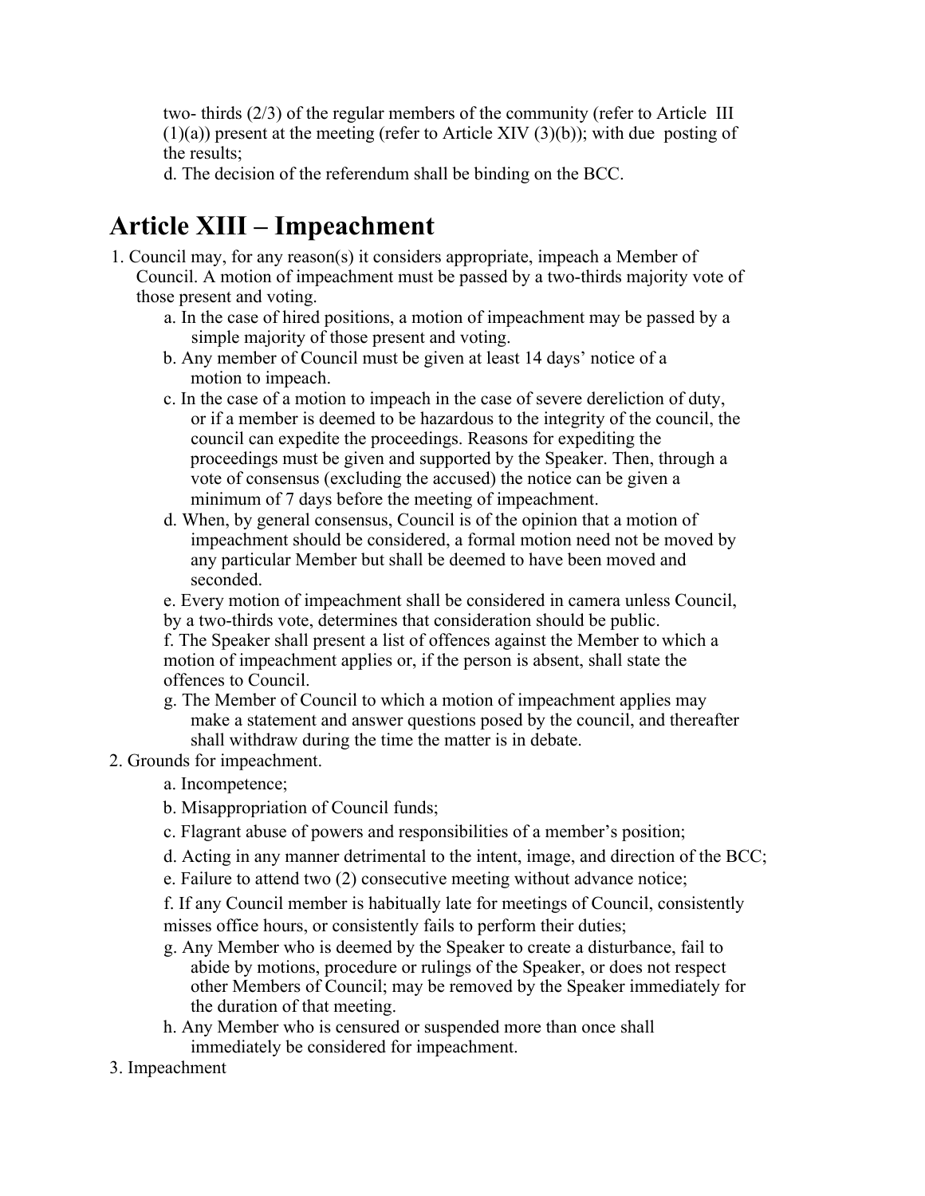two- thirds (2/3) of the regular members of the community (refer to Article III (1)(a)) present at the meeting (refer to Article XIV (3)(b)); with due posting of the results;

d. The decision of the referendum shall be binding on the BCC.

# Article XIII – Impeachment

1. Council may, for any reason(s) it considers appropriate, impeach a Member of Council. A motion of impeachment must be passed by a two-thirds majority vote of those present and voting.
    a. In the case of hired positions, a motion of impeachment may be passed by a simple majority of those present and voting.
    b. Any member of Council must be given at least 14 days' notice of a motion to impeach.
    c. In the case of a motion to impeach in the case of severe dereliction of duty, or if a member is deemed to be hazardous to the integrity of the council, the council can expedite the proceedings. Reasons for expediting the proceedings must be given and supported by the Speaker. Then, through a vote of consensus (excluding the accused) the notice can be given a minimum of 7 days before the meeting of impeachment.
    d. When, by general consensus, Council is of the opinion that a motion of impeachment should be considered, a formal motion need not be moved by any particular Member but shall be deemed to have been moved and seconded.
    e. Every motion of impeachment shall be considered in camera unless Council, by a two-thirds vote, determines that consideration should be public.
    f. The Speaker shall present a list of offences against the Member to which a motion of impeachment applies or, if the person is absent, shall state the offences to Council.
    g. The Member of Council to which a motion of impeachment applies may make a statement and answer questions posed by the council, and thereafter shall withdraw during the time the matter is in debate.
2. Grounds for impeachment.
    a. Incompetence;
    b. Misappropriation of Council funds;
    c. Flagrant abuse of powers and responsibilities of a member's position;
    d. Acting in any manner detrimental to the intent, image, and direction of the BCC;
    e. Failure to attend two (2) consecutive meeting without advance notice;
    f. If any Council member is habitually late for meetings of Council, consistently misses office hours, or consistently fails to perform their duties;
    g. Any Member who is deemed by the Speaker to create a disturbance, fail to abide by motions, procedure or rulings of the Speaker, or does not respect other Members of Council; may be removed by the Speaker immediately for the duration of that meeting.
    h. Any Member who is censured or suspended more than once shall immediately be considered for impeachment.
3. Impeachment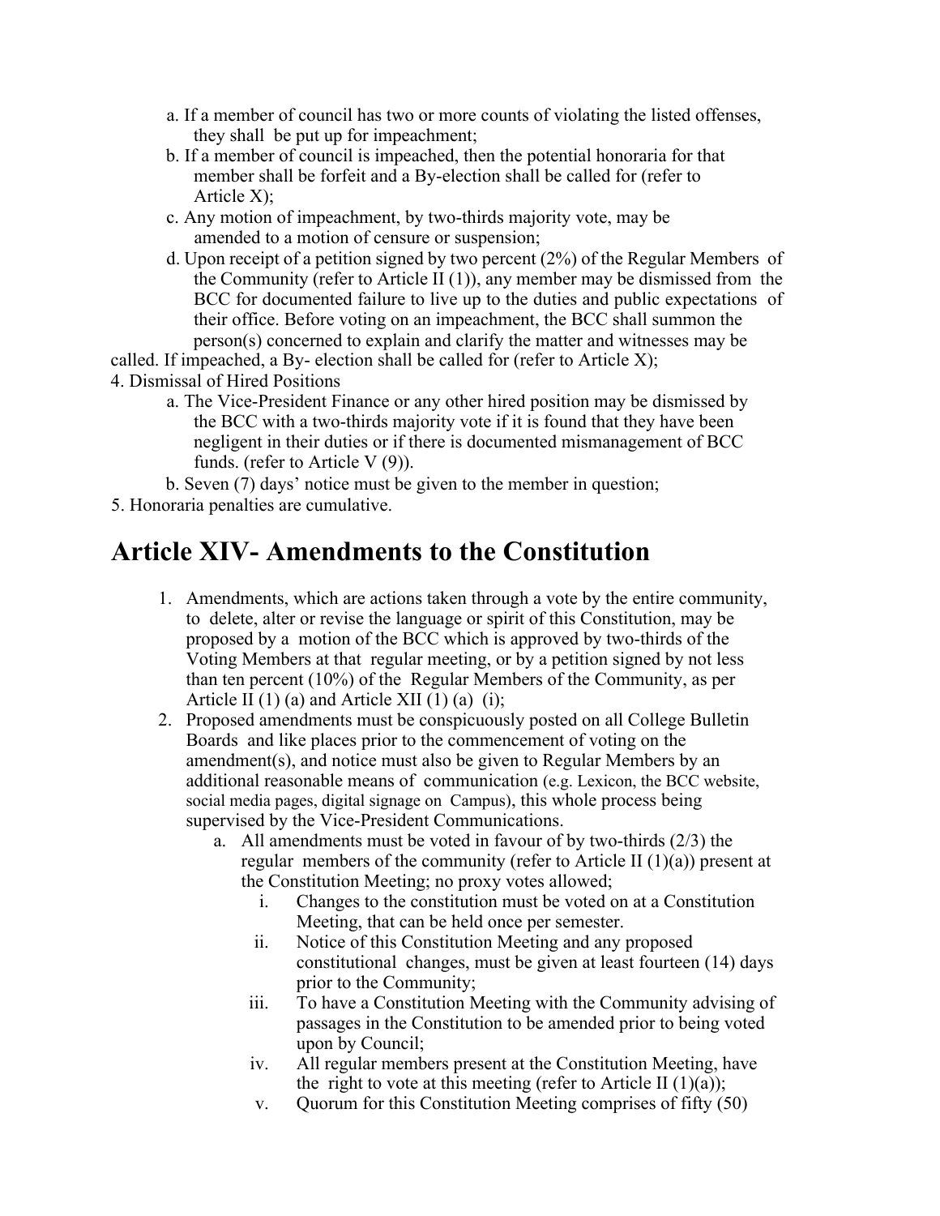a. If a member of council has two or more counts of violating the listed offenses, they shall be put up for impeachment;
b. If a member of council is impeached, then the potential honoraria for that member shall be forfeit and a By-election shall be called for (refer to Article X);
c. Any motion of impeachment, by two-thirds majority vote, may be amended to a motion of censure or suspension;
d. Upon receipt of a petition signed by two percent (2%) of the Regular Members of the Community (refer to Article II (1)), any member may be dismissed from the BCC for documented failure to live up to the duties and public expectations of their office. Before voting on an impeachment, the BCC shall summon the person(s) concerned to explain and clarify the matter and witnesses may be called. If impeached, a By- election shall be called for (refer to Article X);

4. Dismissal of Hired Positions
   a. The Vice-President Finance or any other hired position may be dismissed by the BCC with a two-thirds majority vote if it is found that they have been negligent in their duties or if there is documented mismanagement of BCC funds. (refer to Article V (9)).
   b. Seven (7) days' notice must be given to the member in question;
5. Honoraria penalties are cumulative.

# Article XIV- Amendments to the Constitution

1. Amendments, which are actions taken through a vote by the entire community, to delete, alter or revise the language or spirit of this Constitution, may be proposed by a motion of the BCC which is approved by two-thirds of the Voting Members at that regular meeting, or by a petition signed by not less than ten percent (10%) of the Regular Members of the Community, as per Article II (1) (a) and Article XII (1) (a) (i);
2. Proposed amendments must be conspicuously posted on all College Bulletin Boards and like places prior to the commencement of voting on the amendment(s), and notice must also be given to Regular Members by an additional reasonable means of communication (e.g. Lexicon, the BCC website, social media pages, digital signage on Campus), this whole process being supervised by the Vice-President Communications.
   a. All amendments must be voted in favour of by two-thirds (2/3) the regular members of the community (refer to Article II (1)(a)) present at the Constitution Meeting; no proxy votes allowed;
      i. Changes to the constitution must be voted on at a Constitution Meeting, that can be held once per semester.
      ii. Notice of this Constitution Meeting and any proposed constitutional changes, must be given at least fourteen (14) days prior to the Community;
      iii. To have a Constitution Meeting with the Community advising of passages in the Constitution to be amended prior to being voted upon by Council;
      iv. All regular members present at the Constitution Meeting, have the right to vote at this meeting (refer to Article II (1)(a));
      v. Quorum for this Constitution Meeting comprises of fifty (50)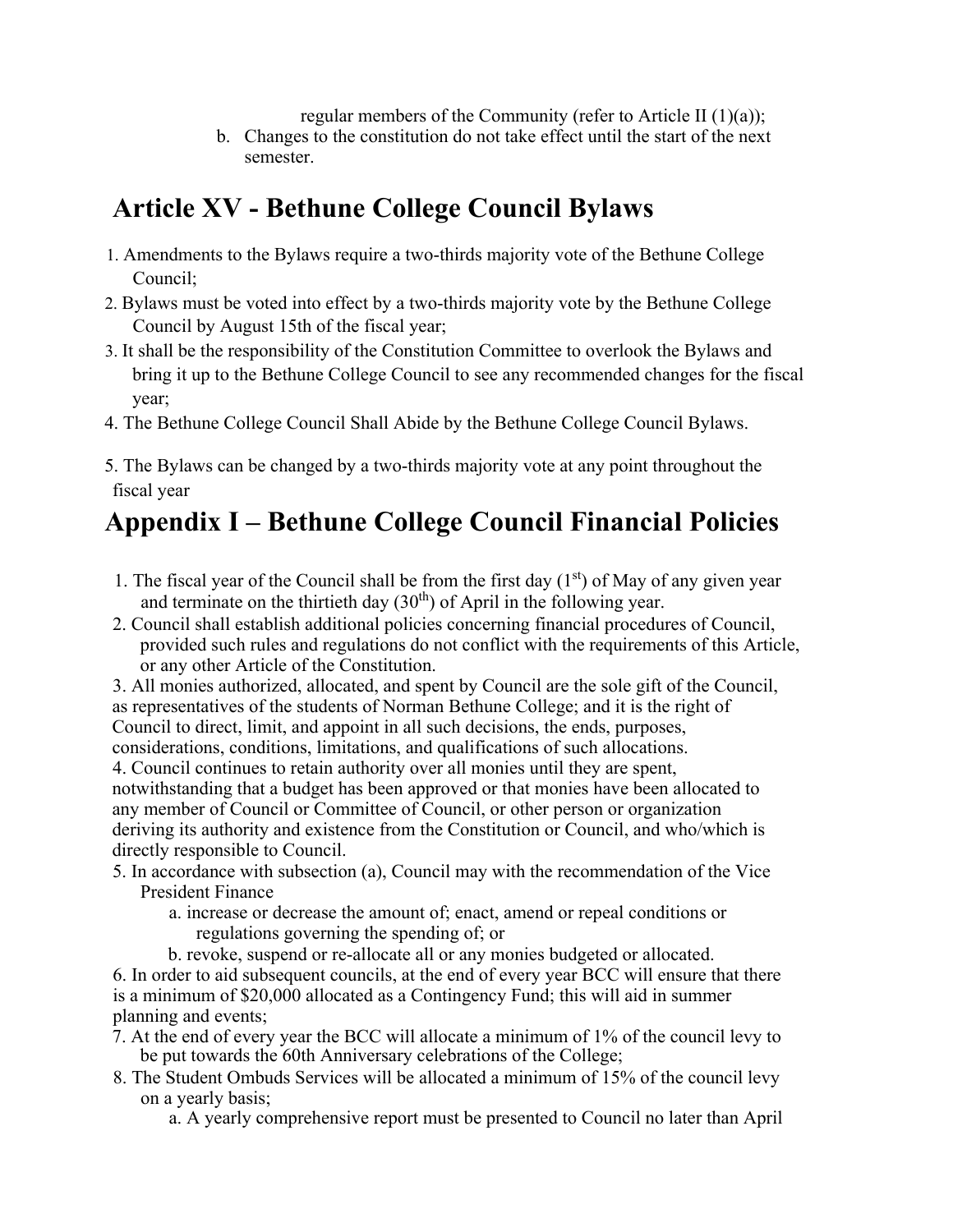regular members of the Community (refer to Article II (1)(a));

b. Changes to the constitution do not take effect until the start of the next semester.

# Article XV - Bethune College Council Bylaws

1. Amendments to the Bylaws require a two-thirds majority vote of the Bethune College Council;
2. Bylaws must be voted into effect by a two-thirds majority vote by the Bethune College Council by August 15th of the fiscal year;
3. It shall be the responsibility of the Constitution Committee to overlook the Bylaws and bring it up to the Bethune College Council to see any recommended changes for the fiscal year;
4. The Bethune College Council Shall Abide by the Bethune College Council Bylaws.
5. The Bylaws can be changed by a two-thirds majority vote at any point throughout the fiscal year

# Appendix I – Bethune College Council Financial Policies

1. The fiscal year of the Council shall be from the first day (1st) of May of any given year and terminate on the thirtieth day (30th) of April in the following year.
2. Council shall establish additional policies concerning financial procedures of Council, provided such rules and regulations do not conflict with the requirements of this Article, or any other Article of the Constitution.
3. All monies authorized, allocated, and spent by Council are the sole gift of the Council, as representatives of the students of Norman Bethune College; and it is the right of Council to direct, limit, and appoint in all such decisions, the ends, purposes, considerations, conditions, limitations, and qualifications of such allocations.
4. Council continues to retain authority over all monies until they are spent, notwithstanding that a budget has been approved or that monies have been allocated to any member of Council or Committee of Council, or other person or organization deriving its authority and existence from the Constitution or Council, and who/which is directly responsible to Council.
5. In accordance with subsection (a), Council may with the recommendation of the Vice President Finance
   a. increase or decrease the amount of; enact, amend or repeal conditions or regulations governing the spending of; or
   b. revoke, suspend or re-allocate all or any monies budgeted or allocated.
6. In order to aid subsequent councils, at the end of every year BCC will ensure that there is a minimum of $20,000 allocated as a Contingency Fund; this will aid in summer planning and events;
7. At the end of every year the BCC will allocate a minimum of 1% of the council levy to be put towards the 60th Anniversary celebrations of the College;
8. The Student Ombuds Services will be allocated a minimum of 15% of the council levy on a yearly basis;
   a. A yearly comprehensive report must be presented to Council no later than April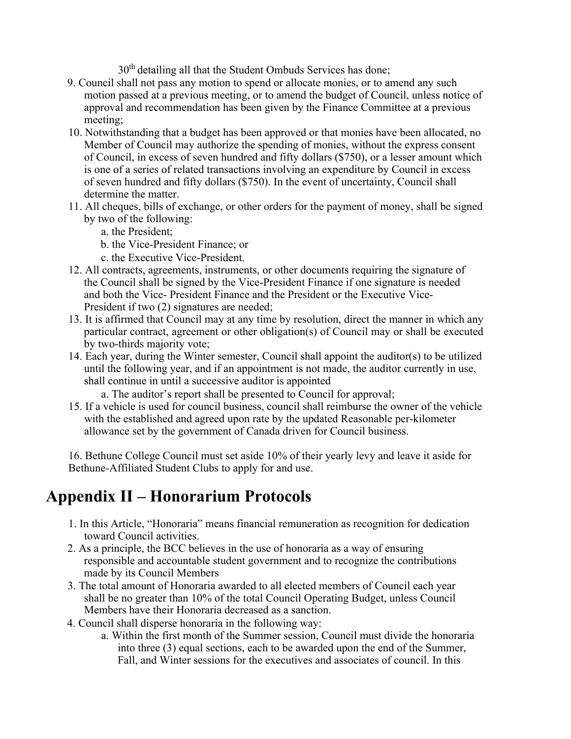30th detailing all that the Student Ombuds Services has done;

9. Council shall not pass any motion to spend or allocate monies, or to amend any such motion passed at a previous meeting, or to amend the budget of Council, unless notice of approval and recommendation has been given by the Finance Committee at a previous meeting;
10. Notwithstanding that a budget has been approved or that monies have been allocated, no Member of Council may authorize the spending of monies, without the express consent of Council, in excess of seven hundred and fifty dollars ($750), or a lesser amount which is one of a series of related transactions involving an expenditure by Council in excess of seven hundred and fifty dollars ($750). In the event of uncertainty, Council shall determine the matter.
11. All cheques, bills of exchange, or other orders for the payment of money, shall be signed by two of the following:
    a. the President;
    b. the Vice-President Finance; or
    c. the Executive Vice-President.
12. All contracts, agreements, instruments, or other documents requiring the signature of the Council shall be signed by the Vice-President Finance if one signature is needed and both the Vice- President Finance and the President or the Executive Vice-President if two (2) signatures are needed;
13. It is affirmed that Council may at any time by resolution, direct the manner in which any particular contract, agreement or other obligation(s) of Council may or shall be executed by two-thirds majority vote;
14. Each year, during the Winter semester, Council shall appoint the auditor(s) to be utilized until the following year, and if an appointment is not made, the auditor currently in use, shall continue in until a successive auditor is appointed
    a. The auditor's report shall be presented to Council for approval;
15. If a vehicle is used for council business, council shall reimburse the owner of the vehicle with the established and agreed upon rate by the updated Reasonable per-kilometer allowance set by the government of Canada driven for Council business.

16. Bethune College Council must set aside 10% of their yearly levy and leave it aside for Bethune-Affiliated Student Clubs to apply for and use.

# Appendix II – Honorarium Protocols

1. In this Article, "Honoraria" means financial remuneration as recognition for dedication toward Council activities.
2. As a principle, the BCC believes in the use of honoraria as a way of ensuring responsible and accountable student government and to recognize the contributions made by its Council Members
3. The total amount of Honoraria awarded to all elected members of Council each year shall be no greater than 10% of the total Council Operating Budget, unless Council Members have their Honoraria decreased as a sanction.
4. Council shall disperse honoraria in the following way:
    a. Within the first month of the Summer session, Council must divide the honoraria into three (3) equal sections, each to be awarded upon the end of the Summer, Fall, and Winter sessions for the executives and associates of council. In this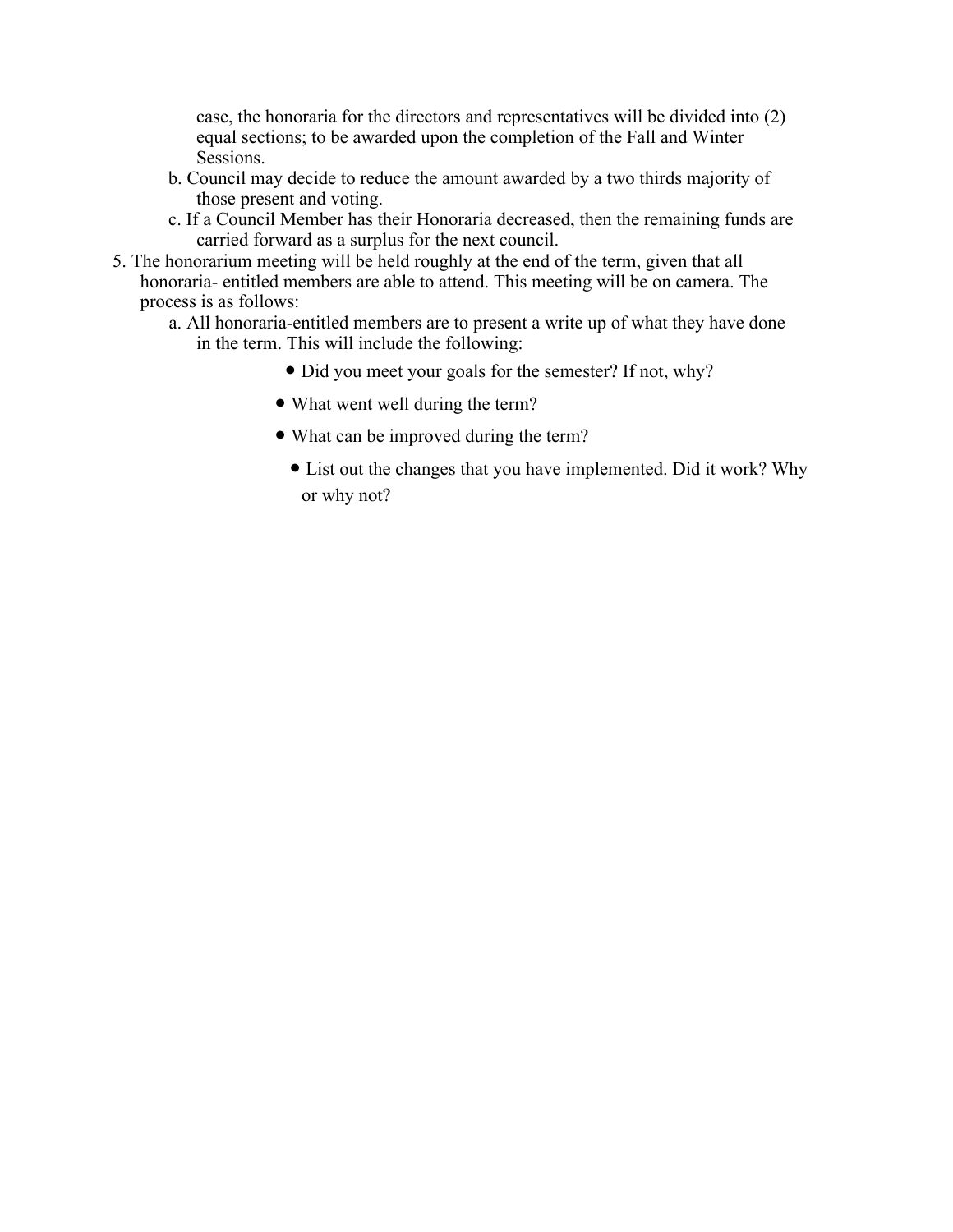case, the honoraria for the directors and representatives will be divided into (2) equal sections; to be awarded upon the completion of the Fall and Winter Sessions.

   b. Council may decide to reduce the amount awarded by a two thirds majority of those present and voting.
   c. If a Council Member has their Honoraria decreased, then the remaining funds are carried forward as a surplus for the next council.

5. The honorarium meeting will be held roughly at the end of the term, given that all honoraria- entitled members are able to attend. This meeting will be on camera. The process is as follows:
   a. All honoraria-entitled members are to present a write up of what they have done in the term. This will include the following:
      - Did you meet your goals for the semester? If not, why?
      - What went well during the term?
      - What can be improved during the term?
      - List out the changes that you have implemented. Did it work? Why or why not?